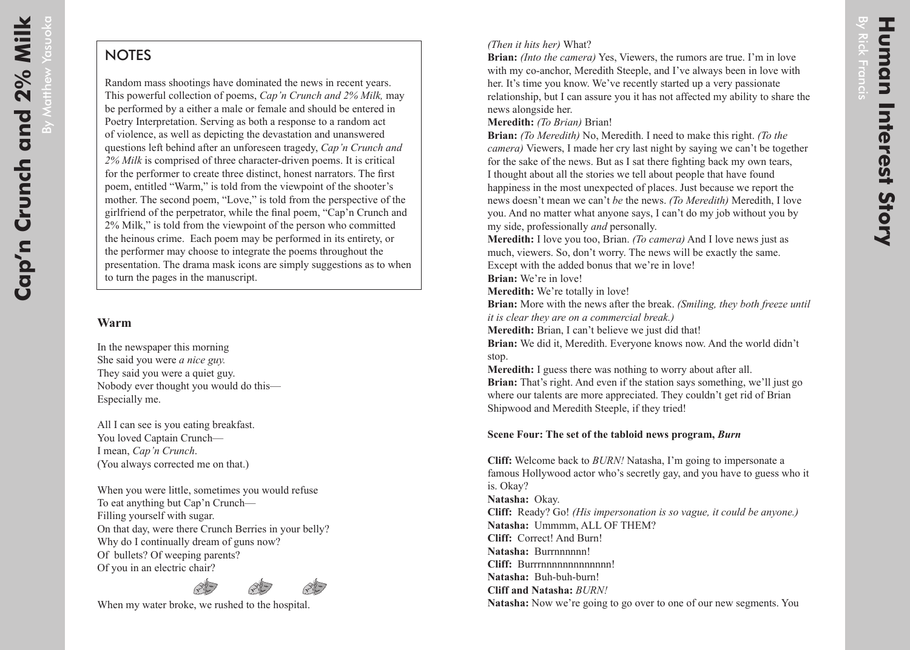## NOTES

Random mass shootings have dominated the news in recent years. This powerful collection of poems, *Cap'n Crunch and 2% Milk,* may be performed by a either a male or female and should be entered in Poetry Interpretation. Serving as both a response to a random act of violence, as well as depicting the devastation and unanswered questions left behind after an unforeseen tragedy, *Cap'n Crunch and 2% Milk* is comprised of three character-driven poems. It is critical for the performer to create three distinct, honest narrators. The first poem, entitled "Warm," is told from the viewpoint of the shooter's mother. The second poem, "Love," is told from the perspective of the girlfriend of the perpetrator, while the final poem, "Cap'n Crunch and 2% Milk," is told from the viewpoint of the person who committed the heinous crime. Each poem may be performed in its entirety, or the performer may choose to integrate the poems throughout the presentation. The drama mask icons are simply suggestions as to when to turn the pages in the manuscript.

### Warm

In the newspaper this morning
She said you were *a nice guy.*
They said you were a quiet guy.
Nobody ever thought you would do this—
Especially me.

All I can see is you eating breakfast.
You loved Captain Crunch—
I mean, *Cap'n Crunch*.
(You always corrected me on that.)

When you were little, sometimes you would refuse
To eat anything but Cap'n Crunch—
Filling yourself with sugar.
On that day, were there Crunch Berries in your belly?
Why do I continually dream of guns now?
Of bullets? Of weeping parents?
Of you in an electric chair?

When my water broke, we rushed to the hospital.

*(Then it hits her)* What?

**Brian:** *(Into the camera)* Yes, Viewers, the rumors are true. I'm in love with my co-anchor, Meredith Steeple, and I've always been in love with her. It's time you know. We've recently started up a very passionate relationship, but I can assure you it has not affected my ability to share the news alongside her.

**Meredith:** *(To Brian)* Brian!

**Brian:** *(To Meredith)* No, Meredith. I need to make this right. *(To the camera)* Viewers, I made her cry last night by saying we can't be together for the sake of the news. But as I sat there fighting back my own tears, I thought about all the stories we tell about people that have found happiness in the most unexpected of places. Just because we report the news doesn't mean we can't *be* the news. *(To Meredith)* Meredith, I love you. And no matter what anyone says, I can't do my job without you by my side, professionally *and* personally.

**Meredith:** I love you too, Brian. *(To camera)* And I love news just as much, viewers. So, don't worry. The news will be exactly the same. Except with the added bonus that we're in love!

**Brian:** We're in love!

**Meredith:** We're totally in love!

**Brian:** More with the news after the break. *(Smiling, they both freeze until it is clear they are on a commercial break.)*

**Meredith:** Brian, I can't believe we just did that!

**Brian:** We did it, Meredith. Everyone knows now. And the world didn't stop.

**Meredith:** I guess there was nothing to worry about after all.

**Brian:** That's right. And even if the station says something, we'll just go where our talents are more appreciated. They couldn't get rid of Brian Shipwood and Meredith Steeple, if they tried!

**Scene Four: The set of the tabloid news program, *Burn***

**Cliff:** Welcome back to *BURN!* Natasha, I'm going to impersonate a famous Hollywood actor who's secretly gay, and you have to guess who it is. Okay?

**Natasha:** Okay.

**Cliff:** Ready? Go! *(His impersonation is so vague, it could be anyone.)*

**Natasha:** Ummmm, ALL OF THEM?

**Cliff:** Correct! And Burn!

**Natasha:** Burrnnnnnn!

**Cliff:** Burrrnnnnnnnnnnnnn!

**Natasha:** Buh-buh-burn!

**Cliff and Natasha:** *BURN!*

**Natasha:** Now we're going to go over to one of our new segments. You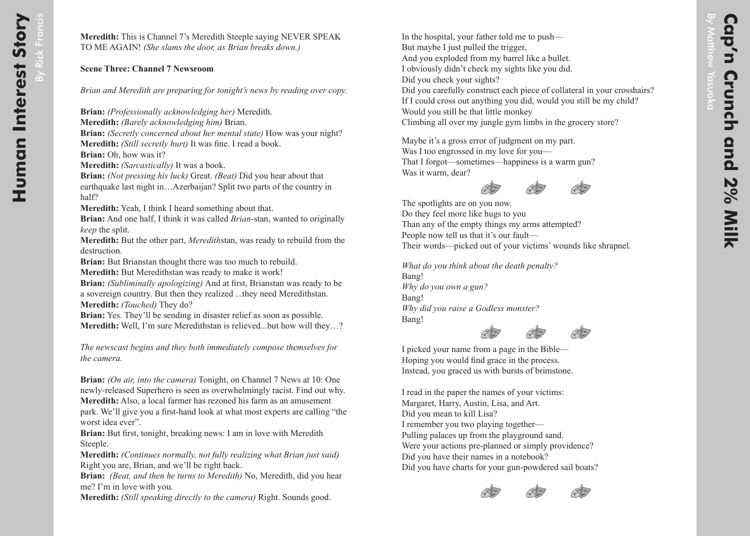**Meredith:** This is Channel 7's Meredith Steeple saying NEVER SPEAK TO ME AGAIN! *(She slams the door, as Brian breaks down.)*

**Scene Three: Channel 7 Newsroom**

*Brian and Meredith are preparing for tonight's news by reading over copy.*

**Brian:** *(Professionally acknowledging her)* Meredith.
**Meredith:** *(Barely acknowledging him)* Brian.
**Brian:** *(Secretly concerned about her mental state)* How was your night?
**Meredith:** *(Still secretly hurt)* It was fine. I read a book.
**Brian:** Oh, how was it?
**Meredith:** *(Sarcastically)* It was a book.
**Brian:** *(Not pressing his luck)* Great. *(Beat)* Did you hear about that earthquake last night in…Azerbaijan? Split two parts of the country in half?
**Meredith:** Yeah, I think I heard something about that.
**Brian:** And one half, I think it was called *Brian*-stan, wanted to originally *keep* the split.
**Meredith:** But the other part, *Meredith*stan, was ready to rebuild from the destruction.
**Brian:** But Brianstan thought there was too much to rebuild.
**Meredith:** But Meredithstan was ready to make it work!
**Brian:** *(Subliminally apologizing)* And at first, Brianstan was ready to be a sovereign country. But then they realized ...they need Meredithstan.
**Meredith:** *(Touched)* They do?
**Brian:** Yes. They'll be sending in disaster relief as soon as possible.
**Meredith:** Well, I'm sure Meredithstan is relieved...but how will they…?

*The newscast begins and they both immediately compose themselves for the camera.*

**Brian:** *(On air, into the camera)* Tonight, on Channel 7 News at 10: One newly-released Superhero is seen as overwhelmingly racist. Find out why.
**Meredith:** Also, a local farmer has rezoned his farm as an amusement park. We'll give you a first-hand look at what most experts are calling "the worst idea ever".
**Brian:** But first, tonight, breaking news: I am in love with Meredith Steeple.
**Meredith:** *(Continues normally, not fully realizing what Brian just said)* Right you are, Brian, and we'll be right back.
**Brian:** *(Beat, and then he turns to Meredith)* No, Meredith, did you hear me? I'm in love with you.
**Meredith:** *(Still speaking directly to the camera)* Right. Sounds good.

In the hospital, your father told me to push—
But maybe I just pulled the trigger,
And you exploded from my barrel like a bullet.
I obviously didn't check my sights like you did.
Did you check your sights?
Did you carefully construct each piece of collateral in your crosshairs?
If I could cross out anything you did, would you still be my child?
Would you still be that little monkey
Climbing all over my jungle gym limbs in the grocery store?

Maybe it's a gross error of judgment on my part.
Was I too engrossed in my love for you—
That I forgot—sometimes—happiness is a warm gun?
Was it warm, dear?

The spotlights are on you now.
Do they feel more like hugs to you
Than any of the empty things my arms attempted?
People now tell us that it's our fault—
Their words—picked out of your victims' wounds like shrapnel.

*What do you think about the death penalty?*
Bang!
*Why do you own a gun?*
Bang!
*Why did you raise a Godless monster?*
Bang!

I picked your name from a page in the Bible—
Hoping you would find grace in the process.
Instead, you graced us with bursts of brimstone.

I read in the paper the names of your victims:
Margaret, Harry, Austin, Lisa, and Art.
Did you mean to kill Lisa?
I remember you two playing together—
Pulling palaces up from the playground sand.
Were your actions pre-planned or simply providence?
Did you have their names in a notebook?
Did you have charts for your gun-powdered sail boats?